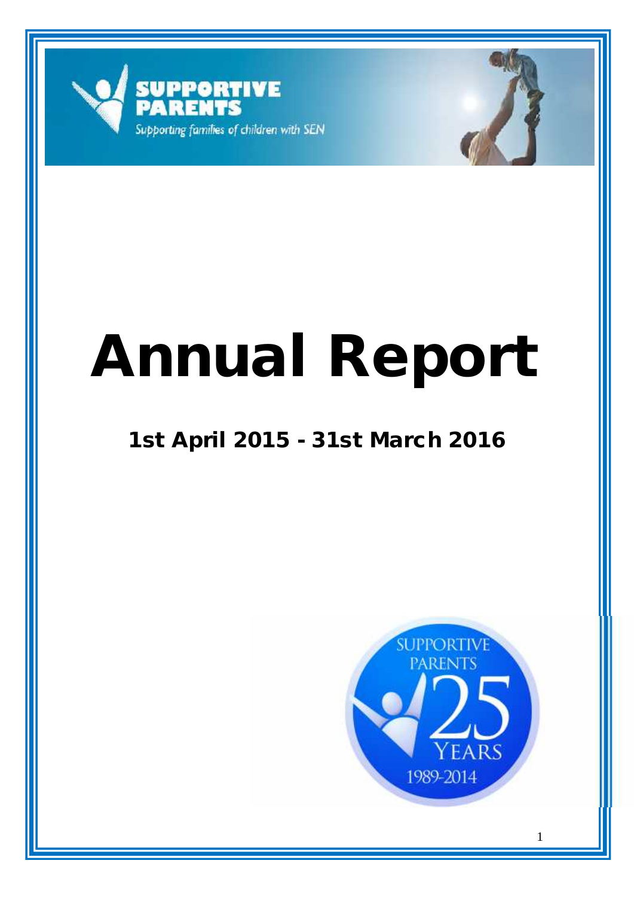SUPPORTIVE PARENTS

Supporting families of children with SEN

# Annual Report

## 1st April 2015 - 31st March 2016

SUPPORTIVE PARENTS

25 YEARS

1989-2014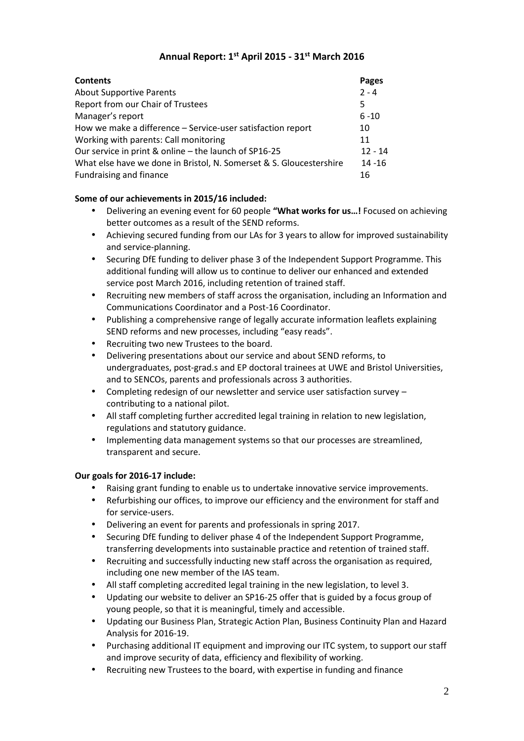# Annual Report: 1st April 2015 - 31st March 2016

| Contents | Pages |
| --- | --- |
| About Supportive Parents | 2 - 4 |
| Report from our Chair of Trustees | 5 |
| Manager's report | 6 -10 |
| How we make a difference – Service-user satisfaction report | 10 |
| Working with parents: Call monitoring | 11 |
| Our service in print & online – the launch of SP16-25 | 12 - 14 |
| What else have we done in Bristol, N. Somerset & S. Gloucestershire | 14 -16 |
| Fundraising and finance | 16 |

**Some of our achievements in 2015/16 included:**

- Delivering an evening event for 60 people **"What works for us…!** Focused on achieving better outcomes as a result of the SEND reforms.
- Achieving secured funding from our LAs for 3 years to allow for improved sustainability and service-planning.
- Securing DfE funding to deliver phase 3 of the Independent Support Programme. This additional funding will allow us to continue to deliver our enhanced and extended service post March 2016, including retention of trained staff.
- Recruiting new members of staff across the organisation, including an Information and Communications Coordinator and a Post-16 Coordinator.
- Publishing a comprehensive range of legally accurate information leaflets explaining SEND reforms and new processes, including "easy reads".
- Recruiting two new Trustees to the board.
- Delivering presentations about our service and about SEND reforms, to undergraduates, post-grad.s and EP doctoral trainees at UWE and Bristol Universities, and to SENCOs, parents and professionals across 3 authorities.
- Completing redesign of our newsletter and service user satisfaction survey – contributing to a national pilot.
- All staff completing further accredited legal training in relation to new legislation, regulations and statutory guidance.
- Implementing data management systems so that our processes are streamlined, transparent and secure.

**Our goals for 2016-17 include:**

- Raising grant funding to enable us to undertake innovative service improvements.
- Refurbishing our offices, to improve our efficiency and the environment for staff and for service-users.
- Delivering an event for parents and professionals in spring 2017.
- Securing DfE funding to deliver phase 4 of the Independent Support Programme, transferring developments into sustainable practice and retention of trained staff.
- Recruiting and successfully inducting new staff across the organisation as required, including one new member of the IAS team.
- All staff completing accredited legal training in the new legislation, to level 3.
- Updating our website to deliver an SP16-25 offer that is guided by a focus group of young people, so that it is meaningful, timely and accessible.
- Updating our Business Plan, Strategic Action Plan, Business Continuity Plan and Hazard Analysis for 2016-19.
- Purchasing additional IT equipment and improving our ITC system, to support our staff and improve security of data, efficiency and flexibility of working.
- Recruiting new Trustees to the board, with expertise in funding and finance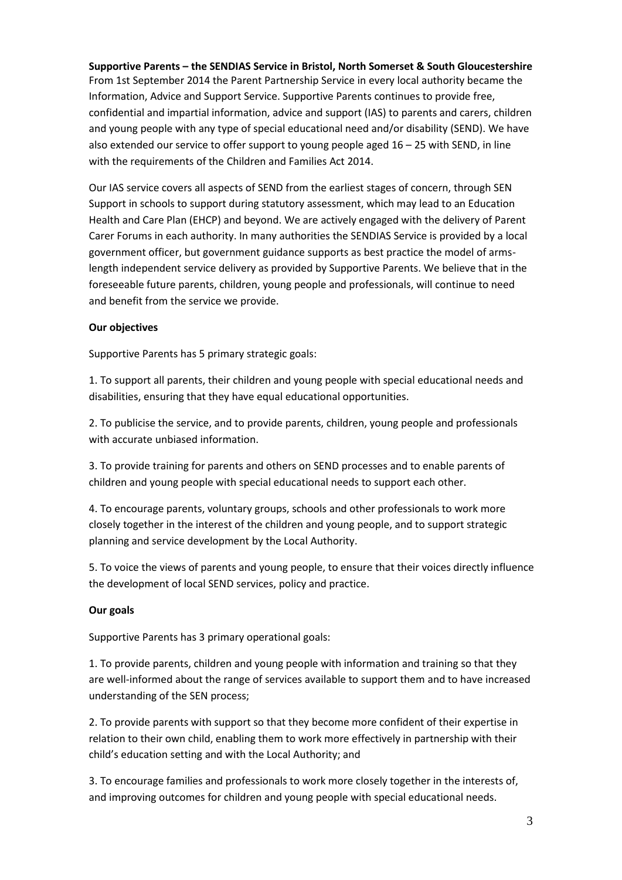**Supportive Parents – the SENDIAS Service in Bristol, North Somerset & South Gloucestershire**
From 1st September 2014 the Parent Partnership Service in every local authority became the Information, Advice and Support Service. Supportive Parents continues to provide free, confidential and impartial information, advice and support (IAS) to parents and carers, children and young people with any type of special educational need and/or disability (SEND). We have also extended our service to offer support to young people aged 16 – 25 with SEND, in line with the requirements of the Children and Families Act 2014.

Our IAS service covers all aspects of SEND from the earliest stages of concern, through SEN Support in schools to support during statutory assessment, which may lead to an Education Health and Care Plan (EHCP) and beyond. We are actively engaged with the delivery of Parent Carer Forums in each authority. In many authorities the SENDIAS Service is provided by a local government officer, but government guidance supports as best practice the model of arms-length independent service delivery as provided by Supportive Parents. We believe that in the foreseeable future parents, children, young people and professionals, will continue to need and benefit from the service we provide.

**Our objectives**

Supportive Parents has 5 primary strategic goals:

1. To support all parents, their children and young people with special educational needs and disabilities, ensuring that they have equal educational opportunities.

2. To publicise the service, and to provide parents, children, young people and professionals with accurate unbiased information.

3. To provide training for parents and others on SEND processes and to enable parents of children and young people with special educational needs to support each other.

4. To encourage parents, voluntary groups, schools and other professionals to work more closely together in the interest of the children and young people, and to support strategic planning and service development by the Local Authority.

5. To voice the views of parents and young people, to ensure that their voices directly influence the development of local SEND services, policy and practice.

**Our goals**

Supportive Parents has 3 primary operational goals:

1. To provide parents, children and young people with information and training so that they are well-informed about the range of services available to support them and to have increased understanding of the SEN process;

2. To provide parents with support so that they become more confident of their expertise in relation to their own child, enabling them to work more effectively in partnership with their child's education setting and with the Local Authority; and

3. To encourage families and professionals to work more closely together in the interests of, and improving outcomes for children and young people with special educational needs.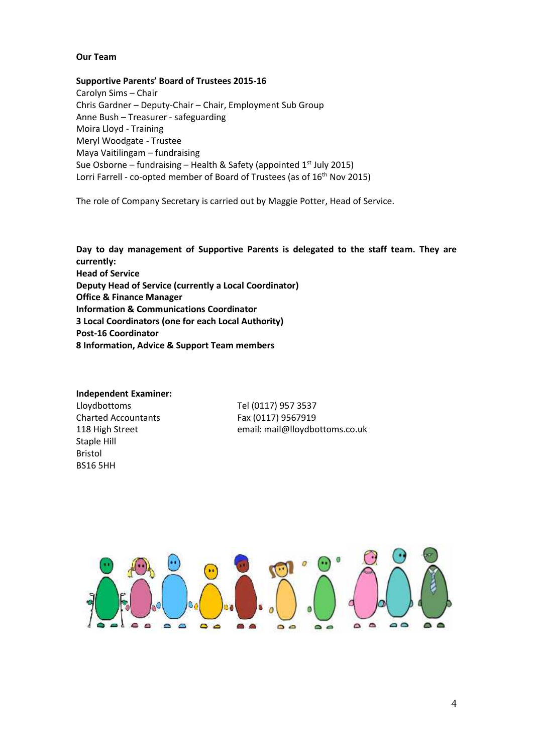**Our Team**

**Supportive Parents' Board of Trustees 2015-16**

Carolyn Sims – Chair
Chris Gardner – Deputy-Chair – Chair, Employment Sub Group
Anne Bush – Treasurer - safeguarding
Moira Lloyd - Training
Meryl Woodgate - Trustee
Maya Vaitilingam – fundraising
Sue Osborne – fundraising – Health & Safety (appointed 1st July 2015)
Lorri Farrell - co-opted member of Board of Trustees (as of 16th Nov 2015)

The role of Company Secretary is carried out by Maggie Potter, Head of Service.

**Day to day management of Supportive Parents is delegated to the staff team. They are currently:**
**Head of Service**
**Deputy Head of Service (currently a Local Coordinator)**
**Office & Finance Manager**
**Information & Communications Coordinator**
**3 Local Coordinators (one for each Local Authority)**
**Post-16 Coordinator**
**8 Information, Advice & Support Team members**

**Independent Examiner:**

Lloydbottoms
Charted Accountants
118 High Street
Staple Hill
Bristol
BS16 5HH

Tel (0117) 957 3537
Fax (0117) 9567919
email: mail@lloydbottoms.co.uk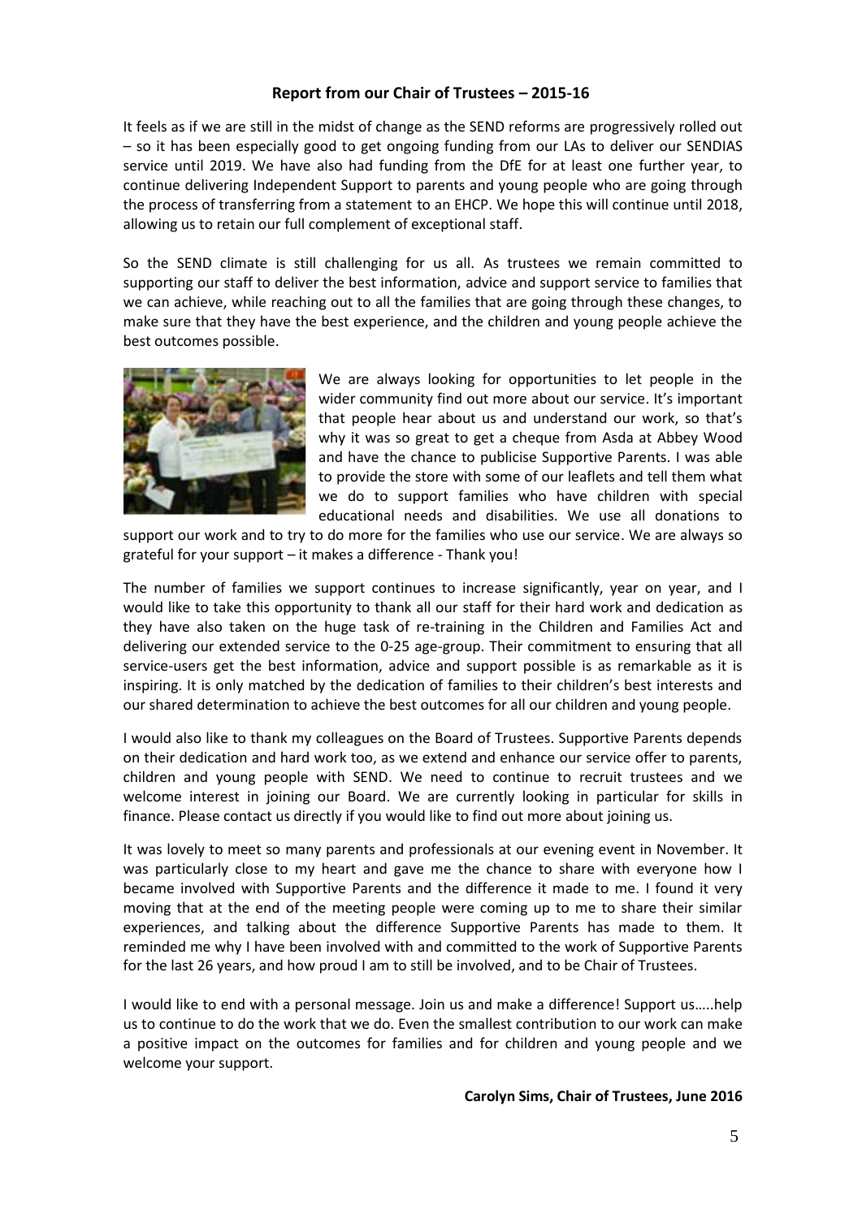## Report from our Chair of Trustees – 2015-16

It feels as if we are still in the midst of change as the SEND reforms are progressively rolled out – so it has been especially good to get ongoing funding from our LAs to deliver our SENDIAS service until 2019. We have also had funding from the DfE for at least one further year, to continue delivering Independent Support to parents and young people who are going through the process of transferring from a statement to an EHCP. We hope this will continue until 2018, allowing us to retain our full complement of exceptional staff.

So the SEND climate is still challenging for us all. As trustees we remain committed to supporting our staff to deliver the best information, advice and support service to families that we can achieve, while reaching out to all the families that are going through these changes, to make sure that they have the best experience, and the children and young people achieve the best outcomes possible.

We are always looking for opportunities to let people in the wider community find out more about our service. It's important that people hear about us and understand our work, so that's why it was so great to get a cheque from Asda at Abbey Wood and have the chance to publicise Supportive Parents. I was able to provide the store with some of our leaflets and tell them what we do to support families who have children with special educational needs and disabilities. We use all donations to support our work and to try to do more for the families who use our service. We are always so grateful for your support – it makes a difference - Thank you!

The number of families we support continues to increase significantly, year on year, and I would like to take this opportunity to thank all our staff for their hard work and dedication as they have also taken on the huge task of re-training in the Children and Families Act and delivering our extended service to the 0-25 age-group. Their commitment to ensuring that all service-users get the best information, advice and support possible is as remarkable as it is inspiring. It is only matched by the dedication of families to their children's best interests and our shared determination to achieve the best outcomes for all our children and young people.

I would also like to thank my colleagues on the Board of Trustees. Supportive Parents depends on their dedication and hard work too, as we extend and enhance our service offer to parents, children and young people with SEND. We need to continue to recruit trustees and we welcome interest in joining our Board. We are currently looking in particular for skills in finance. Please contact us directly if you would like to find out more about joining us.

It was lovely to meet so many parents and professionals at our evening event in November. It was particularly close to my heart and gave me the chance to share with everyone how I became involved with Supportive Parents and the difference it made to me. I found it very moving that at the end of the meeting people were coming up to me to share their similar experiences, and talking about the difference Supportive Parents has made to them. It reminded me why I have been involved with and committed to the work of Supportive Parents for the last 26 years, and how proud I am to still be involved, and to be Chair of Trustees.

I would like to end with a personal message. Join us and make a difference! Support us…..help us to continue to do the work that we do. Even the smallest contribution to our work can make a positive impact on the outcomes for families and for children and young people and we welcome your support.

**Carolyn Sims, Chair of Trustees, June 2016**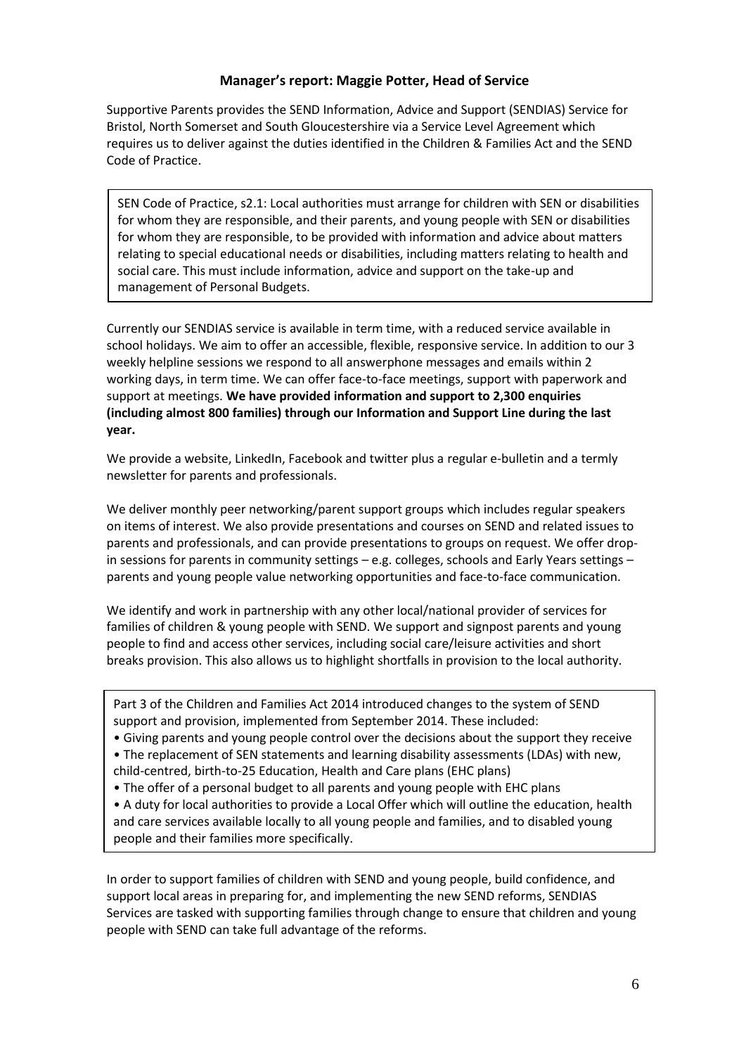## Manager's report: Maggie Potter, Head of Service

Supportive Parents provides the SEND Information, Advice and Support (SENDIAS) Service for Bristol, North Somerset and South Gloucestershire via a Service Level Agreement which requires us to deliver against the duties identified in the Children & Families Act and the SEND Code of Practice.

> SEN Code of Practice, s2.1: Local authorities must arrange for children with SEN or disabilities for whom they are responsible, and their parents, and young people with SEN or disabilities for whom they are responsible, to be provided with information and advice about matters relating to special educational needs or disabilities, including matters relating to health and social care. This must include information, advice and support on the take-up and management of Personal Budgets.

Currently our SENDIAS service is available in term time, with a reduced service available in school holidays. We aim to offer an accessible, flexible, responsive service. In addition to our 3 weekly helpline sessions we respond to all answerphone messages and emails within 2 working days, in term time. We can offer face-to-face meetings, support with paperwork and support at meetings. **We have provided information and support to 2,300 enquiries (including almost 800 families) through our Information and Support Line during the last year.**

We provide a website, LinkedIn, Facebook and twitter plus a regular e-bulletin and a termly newsletter for parents and professionals.

We deliver monthly peer networking/parent support groups which includes regular speakers on items of interest. We also provide presentations and courses on SEND and related issues to parents and professionals, and can provide presentations to groups on request. We offer drop-in sessions for parents in community settings – e.g. colleges, schools and Early Years settings – parents and young people value networking opportunities and face-to-face communication.

We identify and work in partnership with any other local/national provider of services for families of children & young people with SEND. We support and signpost parents and young people to find and access other services, including social care/leisure activities and short breaks provision. This also allows us to highlight shortfalls in provision to the local authority.

> Part 3 of the Children and Families Act 2014 introduced changes to the system of SEND support and provision, implemented from September 2014. These included:
>
> - Giving parents and young people control over the decisions about the support they receive
> - The replacement of SEN statements and learning disability assessments (LDAs) with new, child-centred, birth-to-25 Education, Health and Care plans (EHC plans)
> - The offer of a personal budget to all parents and young people with EHC plans
> - A duty for local authorities to provide a Local Offer which will outline the education, health and care services available locally to all young people and families, and to disabled young people and their families more specifically.

In order to support families of children with SEND and young people, build confidence, and support local areas in preparing for, and implementing the new SEND reforms, SENDIAS Services are tasked with supporting families through change to ensure that children and young people with SEND can take full advantage of the reforms.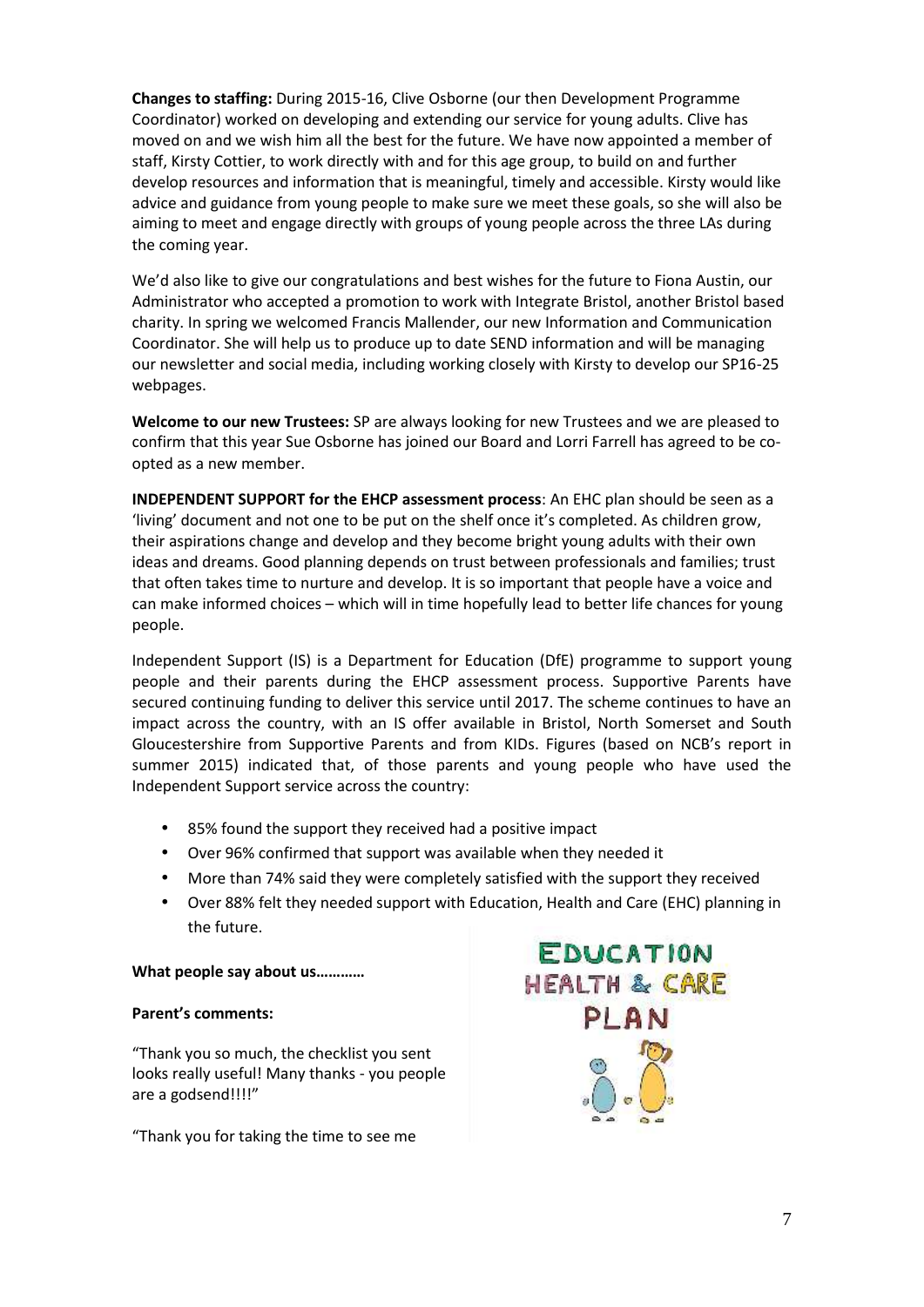**Changes to staffing:** During 2015-16, Clive Osborne (our then Development Programme Coordinator) worked on developing and extending our service for young adults. Clive has moved on and we wish him all the best for the future. We have now appointed a member of staff, Kirsty Cottier, to work directly with and for this age group, to build on and further develop resources and information that is meaningful, timely and accessible. Kirsty would like advice and guidance from young people to make sure we meet these goals, so she will also be aiming to meet and engage directly with groups of young people across the three LAs during the coming year.

We'd also like to give our congratulations and best wishes for the future to Fiona Austin, our Administrator who accepted a promotion to work with Integrate Bristol, another Bristol based charity. In spring we welcomed Francis Mallender, our new Information and Communication Coordinator. She will help us to produce up to date SEND information and will be managing our newsletter and social media, including working closely with Kirsty to develop our SP16-25 webpages.

**Welcome to our new Trustees:** SP are always looking for new Trustees and we are pleased to confirm that this year Sue Osborne has joined our Board and Lorri Farrell has agreed to be co-opted as a new member.

**INDEPENDENT SUPPORT for the EHCP assessment process**: An EHC plan should be seen as a 'living' document and not one to be put on the shelf once it's completed. As children grow, their aspirations change and develop and they become bright young adults with their own ideas and dreams. Good planning depends on trust between professionals and families; trust that often takes time to nurture and develop. It is so important that people have a voice and can make informed choices – which will in time hopefully lead to better life chances for young people.

Independent Support (IS) is a Department for Education (DfE) programme to support young people and their parents during the EHCP assessment process. Supportive Parents have secured continuing funding to deliver this service until 2017. The scheme continues to have an impact across the country, with an IS offer available in Bristol, North Somerset and South Gloucestershire from Supportive Parents and from KIDs. Figures (based on NCB's report in summer 2015) indicated that, of those parents and young people who have used the Independent Support service across the country:

- 85% found the support they received had a positive impact
- Over 96% confirmed that support was available when they needed it
- More than 74% said they were completely satisfied with the support they received
- Over 88% felt they needed support with Education, Health and Care (EHC) planning in the future.

**What people say about us…………**

**Parent's comments:**

"Thank you so much, the checklist you sent looks really useful! Many thanks - you people are a godsend!!!!"

"Thank you for taking the time to see me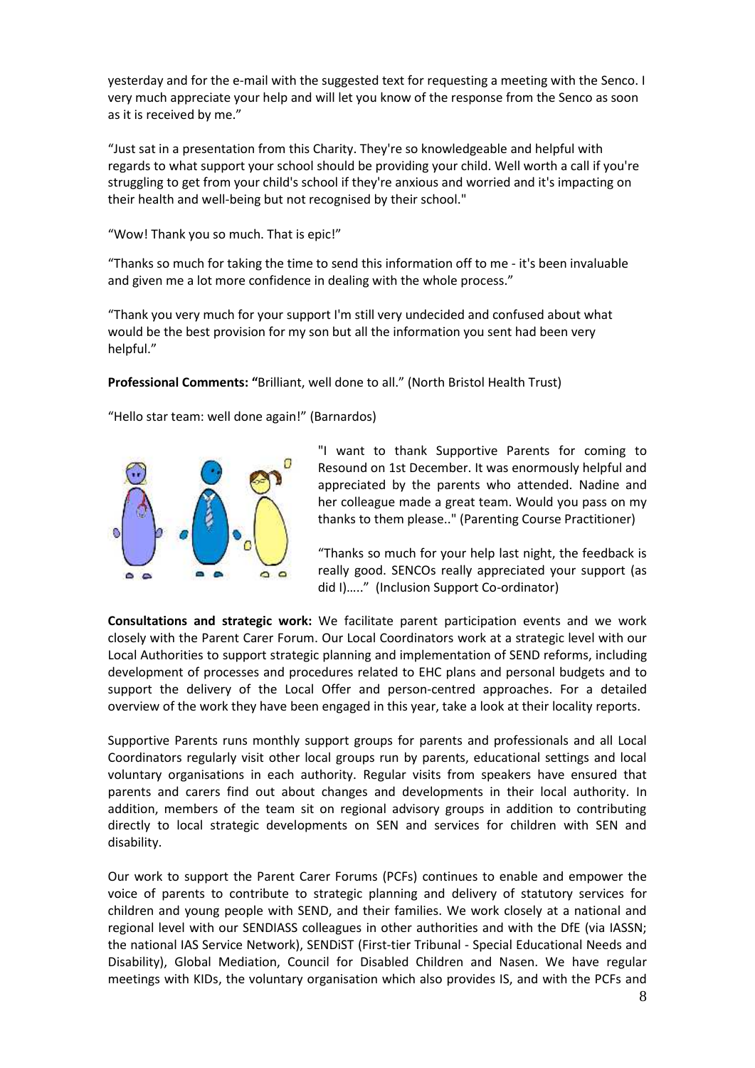yesterday and for the e-mail with the suggested text for requesting a meeting with the Senco. I very much appreciate your help and will let you know of the response from the Senco as soon as it is received by me."

"Just sat in a presentation from this Charity. They're so knowledgeable and helpful with regards to what support your school should be providing your child. Well worth a call if you're struggling to get from your child's school if they're anxious and worried and it's impacting on their health and well-being but not recognised by their school."

"Wow! Thank you so much. That is epic!"

"Thanks so much for taking the time to send this information off to me - it's been invaluable and given me a lot more confidence in dealing with the whole process."

"Thank you very much for your support I'm still very undecided and confused about what would be the best provision for my son but all the information you sent had been very helpful."

**Professional Comments: "**Brilliant, well done to all." (North Bristol Health Trust)

"Hello star team: well done again!" (Barnardos)

"I want to thank Supportive Parents for coming to Resound on 1st December. It was enormously helpful and appreciated by the parents who attended. Nadine and her colleague made a great team. Would you pass on my thanks to them please.." (Parenting Course Practitioner)

"Thanks so much for your help last night, the feedback is really good. SENCOs really appreciated your support (as did I)….." (Inclusion Support Co-ordinator)

**Consultations and strategic work:** We facilitate parent participation events and we work closely with the Parent Carer Forum. Our Local Coordinators work at a strategic level with our Local Authorities to support strategic planning and implementation of SEND reforms, including development of processes and procedures related to EHC plans and personal budgets and to support the delivery of the Local Offer and person-centred approaches. For a detailed overview of the work they have been engaged in this year, take a look at their locality reports.

Supportive Parents runs monthly support groups for parents and professionals and all Local Coordinators regularly visit other local groups run by parents, educational settings and local voluntary organisations in each authority. Regular visits from speakers have ensured that parents and carers find out about changes and developments in their local authority. In addition, members of the team sit on regional advisory groups in addition to contributing directly to local strategic developments on SEN and services for children with SEN and disability.

Our work to support the Parent Carer Forums (PCFs) continues to enable and empower the voice of parents to contribute to strategic planning and delivery of statutory services for children and young people with SEND, and their families. We work closely at a national and regional level with our SENDIASS colleagues in other authorities and with the DfE (via IASSN; the national IAS Service Network), SENDiST (First-tier Tribunal - Special Educational Needs and Disability), Global Mediation, Council for Disabled Children and Nasen. We have regular meetings with KIDs, the voluntary organisation which also provides IS, and with the PCFs and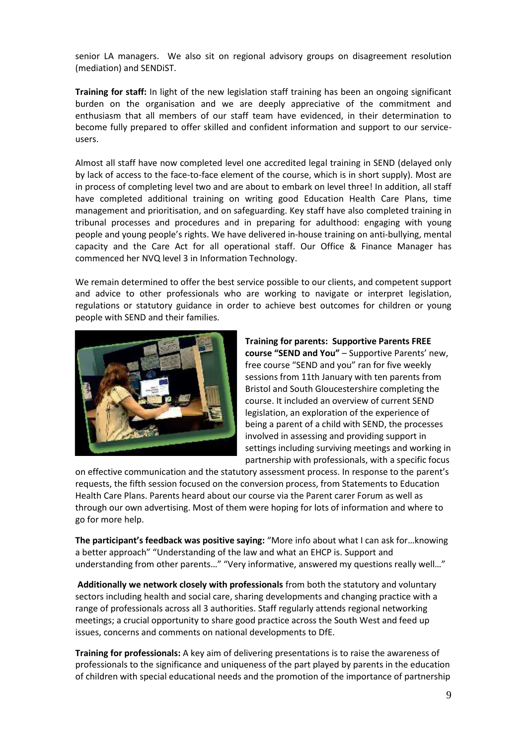senior LA managers. We also sit on regional advisory groups on disagreement resolution (mediation) and SENDiST.

**Training for staff:** In light of the new legislation staff training has been an ongoing significant burden on the organisation and we are deeply appreciative of the commitment and enthusiasm that all members of our staff team have evidenced, in their determination to become fully prepared to offer skilled and confident information and support to our service-users.

Almost all staff have now completed level one accredited legal training in SEND (delayed only by lack of access to the face-to-face element of the course, which is in short supply). Most are in process of completing level two and are about to embark on level three! In addition, all staff have completed additional training on writing good Education Health Care Plans, time management and prioritisation, and on safeguarding. Key staff have also completed training in tribunal processes and procedures and in preparing for adulthood: engaging with young people and young people's rights. We have delivered in-house training on anti-bullying, mental capacity and the Care Act for all operational staff. Our Office & Finance Manager has commenced her NVQ level 3 in Information Technology.

We remain determined to offer the best service possible to our clients, and competent support and advice to other professionals who are working to navigate or interpret legislation, regulations or statutory guidance in order to achieve best outcomes for children or young people with SEND and their families.

**Training for parents: Supportive Parents FREE course "SEND and You"** – Supportive Parents' new, free course "SEND and you" ran for five weekly sessions from 11th January with ten parents from Bristol and South Gloucestershire completing the course. It included an overview of current SEND legislation, an exploration of the experience of being a parent of a child with SEND, the processes involved in assessing and providing support in settings including surviving meetings and working in partnership with professionals, with a specific focus on effective communication and the statutory assessment process. In response to the parent's requests, the fifth session focused on the conversion process, from Statements to Education Health Care Plans. Parents heard about our course via the Parent carer Forum as well as through our own advertising. Most of them were hoping for lots of information and where to go for more help.

**The participant's feedback was positive saying:** "More info about what I can ask for…knowing a better approach" "Understanding of the law and what an EHCP is. Support and understanding from other parents…" "Very informative, answered my questions really well…"

**Additionally we network closely with professionals** from both the statutory and voluntary sectors including health and social care, sharing developments and changing practice with a range of professionals across all 3 authorities. Staff regularly attends regional networking meetings; a crucial opportunity to share good practice across the South West and feed up issues, concerns and comments on national developments to DfE.

**Training for professionals:** A key aim of delivering presentations is to raise the awareness of professionals to the significance and uniqueness of the part played by parents in the education of children with special educational needs and the promotion of the importance of partnership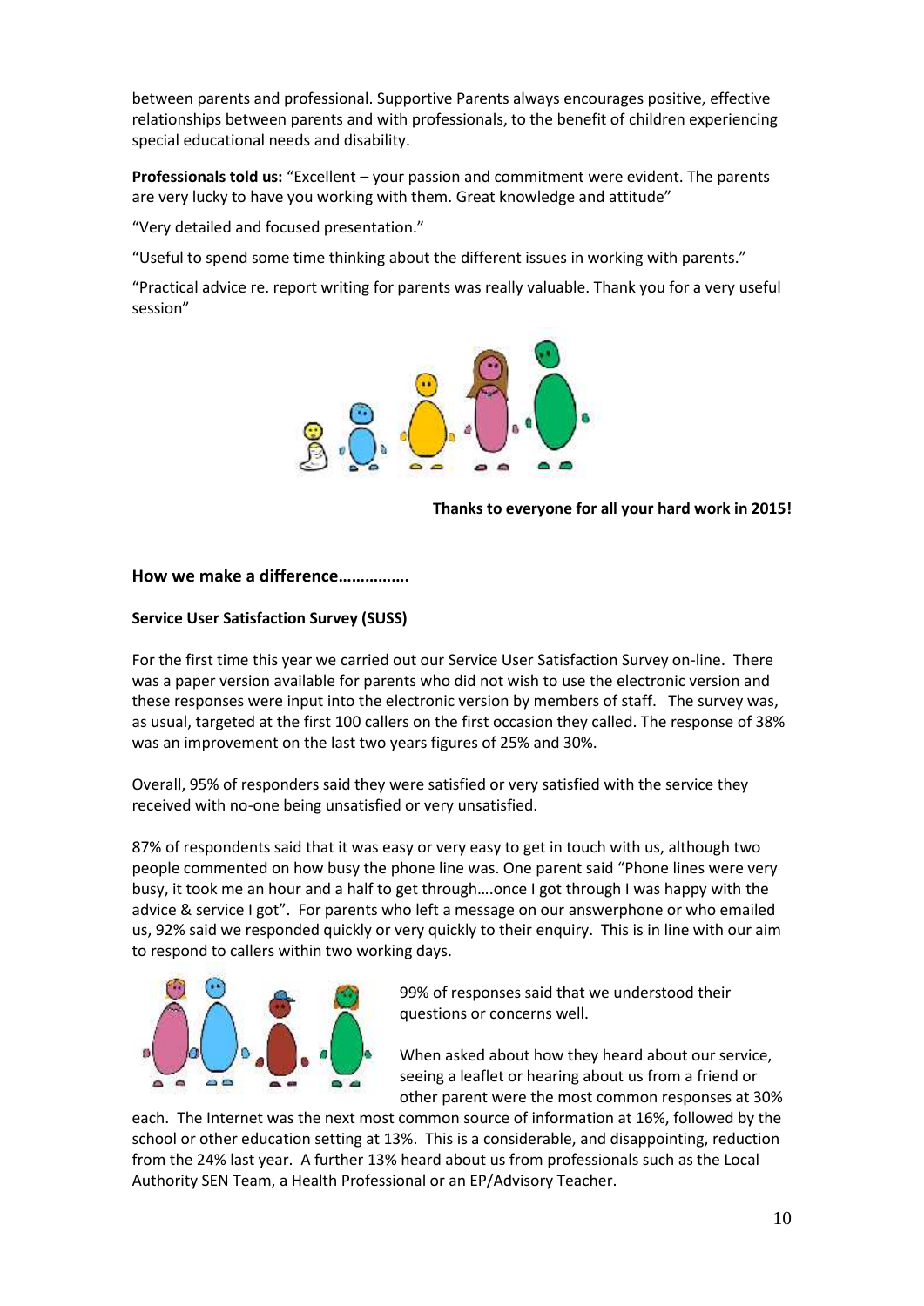between parents and professional. Supportive Parents always encourages positive, effective relationships between parents and with professionals, to the benefit of children experiencing special educational needs and disability.

**Professionals told us:** "Excellent – your passion and commitment were evident. The parents are very lucky to have you working with them. Great knowledge and attitude"

"Very detailed and focused presentation."

"Useful to spend some time thinking about the different issues in working with parents."

"Practical advice re. report writing for parents was really valuable. Thank you for a very useful session"

**Thanks to everyone for all your hard work in 2015!**

### How we make a difference…………….

#### Service User Satisfaction Survey (SUSS)

For the first time this year we carried out our Service User Satisfaction Survey on-line. There was a paper version available for parents who did not wish to use the electronic version and these responses were input into the electronic version by members of staff. The survey was, as usual, targeted at the first 100 callers on the first occasion they called. The response of 38% was an improvement on the last two years figures of 25% and 30%.

Overall, 95% of responders said they were satisfied or very satisfied with the service they received with no-one being unsatisfied or very unsatisfied.

87% of respondents said that it was easy or very easy to get in touch with us, although two people commented on how busy the phone line was. One parent said "Phone lines were very busy, it took me an hour and a half to get through….once I got through I was happy with the advice & service I got". For parents who left a message on our answerphone or who emailed us, 92% said we responded quickly or very quickly to their enquiry. This is in line with our aim to respond to callers within two working days.

99% of responses said that we understood their questions or concerns well.

When asked about how they heard about our service, seeing a leaflet or hearing about us from a friend or other parent were the most common responses at 30% each. The Internet was the next most common source of information at 16%, followed by the school or other education setting at 13%. This is a considerable, and disappointing, reduction from the 24% last year. A further 13% heard about us from professionals such as the Local Authority SEN Team, a Health Professional or an EP/Advisory Teacher.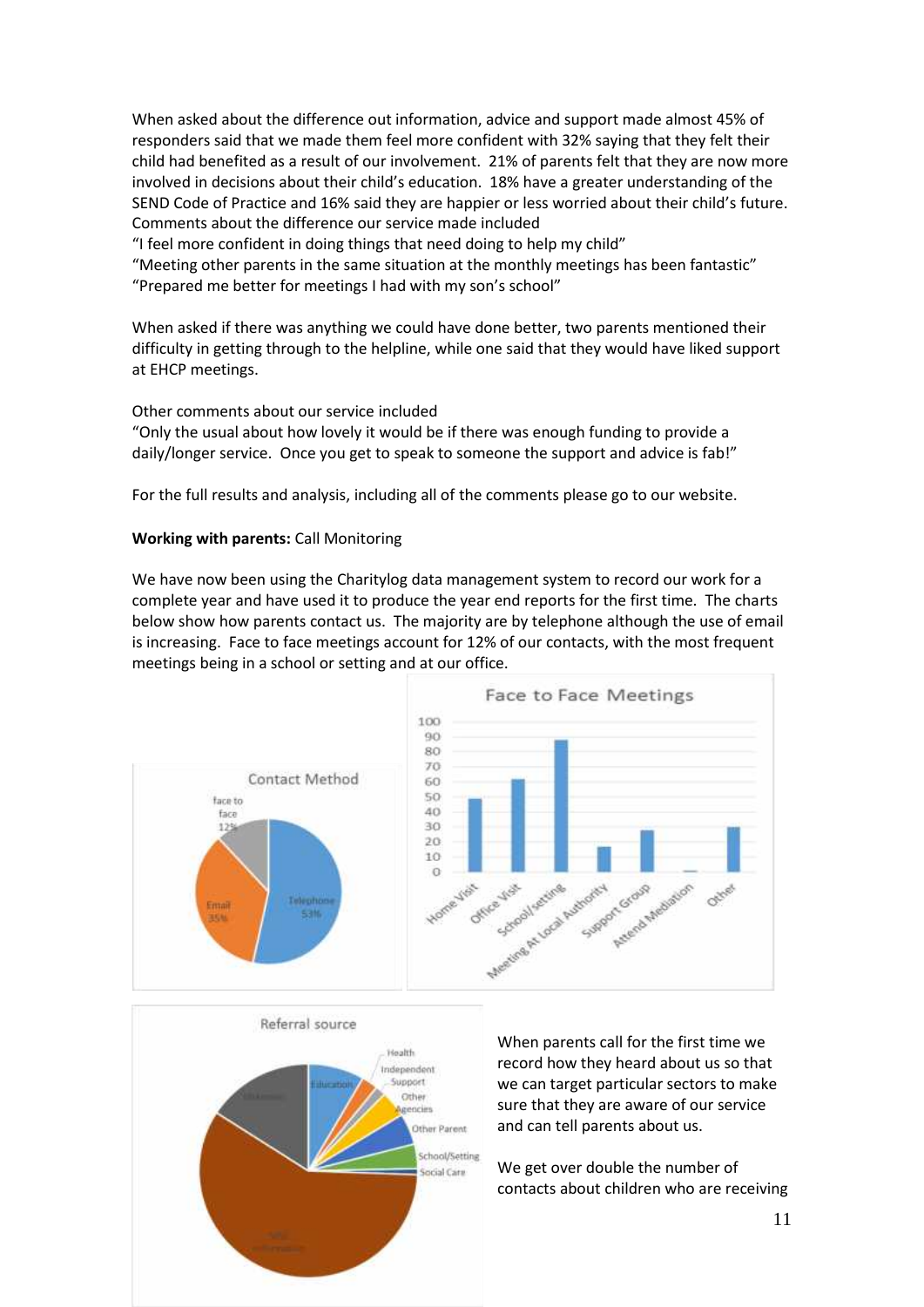When asked about the difference out information, advice and support made almost 45% of responders said that we made them feel more confident with 32% saying that they felt their child had benefited as a result of our involvement. 21% of parents felt that they are now more involved in decisions about their child's education. 18% have a greater understanding of the SEND Code of Practice and 16% said they are happier or less worried about their child's future. Comments about the difference our service made included

"I feel more confident in doing things that need doing to help my child"

"Meeting other parents in the same situation at the monthly meetings has been fantastic"

"Prepared me better for meetings I had with my son's school"

When asked if there was anything we could have done better, two parents mentioned their difficulty in getting through to the helpline, while one said that they would have liked support at EHCP meetings.

Other comments about our service included

"Only the usual about how lovely it would be if there was enough funding to provide a daily/longer service. Once you get to speak to someone the support and advice is fab!"

For the full results and analysis, including all of the comments please go to our website.

**Working with parents:** Call Monitoring

We have now been using the Charitylog data management system to record our work for a complete year and have used it to produce the year end reports for the first time. The charts below show how parents contact us. The majority are by telephone although the use of email is increasing. Face to face meetings account for 12% of our contacts, with the most frequent meetings being in a school or setting and at our office.

Contact Method

face to face 12%

Email 35%

Telephone 53%

Face to Face Meetings

Home Visit, Office Visit, School/setting, Meeting At Local Authority, Support Group, Attend Mediation, Other

Referral source

Health, Independent Support, Other Agencies, Other Parent, School/Setting, Social Care, Education, Unknown, Web information

When parents call for the first time we record how they heard about us so that we can target particular sectors to make sure that they are aware of our service and can tell parents about us.

We get over double the number of contacts about children who are receiving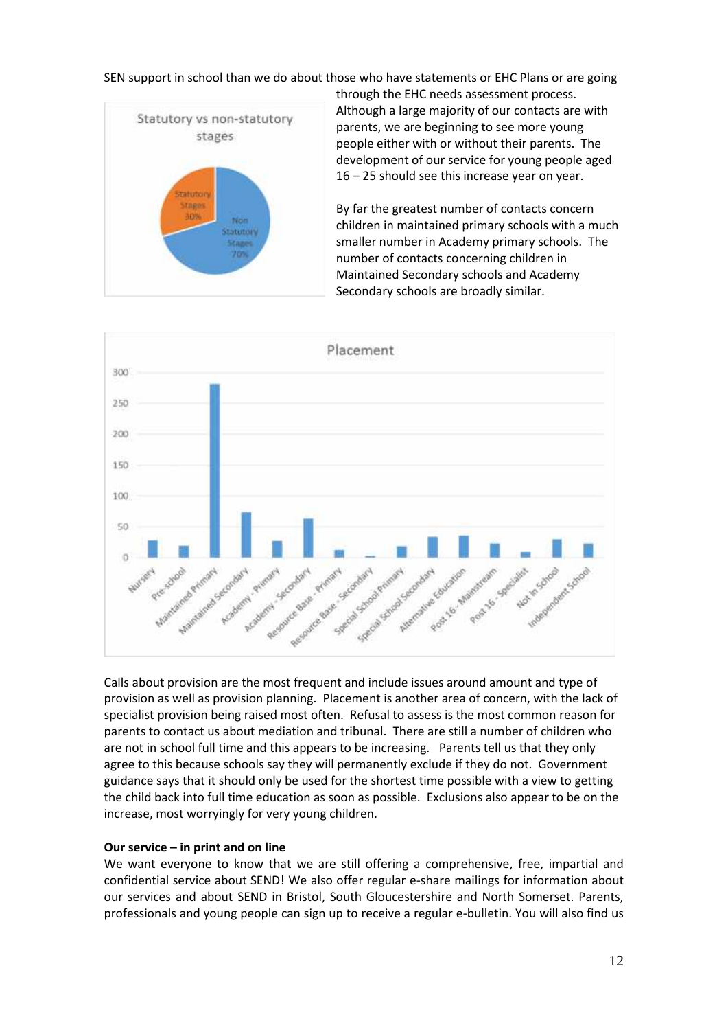SEN support in school than we do about those who have statements or EHC Plans or are going through the EHC needs assessment process. Although a large majority of our contacts are with parents, we are beginning to see more young people either with or without their parents. The development of our service for young people aged 16 – 25 should see this increase year on year.

By far the greatest number of contacts concern children in maintained primary schools with a much smaller number in Academy primary schools. The number of contacts concerning children in Maintained Secondary schools and Academy Secondary schools are broadly similar.

Calls about provision are the most frequent and include issues around amount and type of provision as well as provision planning. Placement is another area of concern, with the lack of specialist provision being raised most often. Refusal to assess is the most common reason for parents to contact us about mediation and tribunal. There are still a number of children who are not in school full time and this appears to be increasing. Parents tell us that they only agree to this because schools say they will permanently exclude if they do not. Government guidance says that it should only be used for the shortest time possible with a view to getting the child back into full time education as soon as possible. Exclusions also appear to be on the increase, most worryingly for very young children.

**Our service – in print and on line**

We want everyone to know that we are still offering a comprehensive, free, impartial and confidential service about SEND! We also offer regular e-share mailings for information about our services and about SEND in Bristol, South Gloucestershire and North Somerset. Parents, professionals and young people can sign up to receive a regular e-bulletin. You will also find us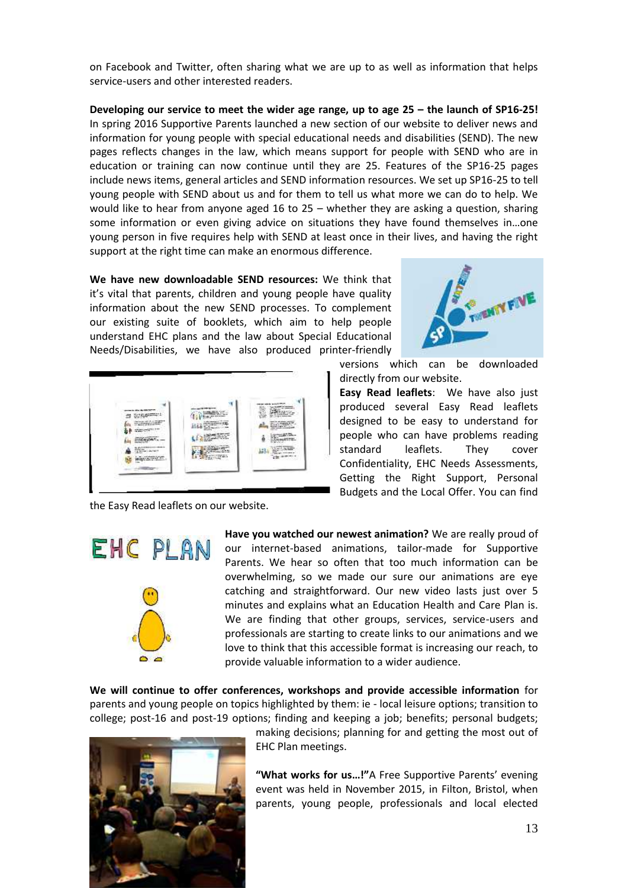on Facebook and Twitter, often sharing what we are up to as well as information that helps service-users and other interested readers.

**Developing our service to meet the wider age range, up to age 25 – the launch of SP16-25!** In spring 2016 Supportive Parents launched a new section of our website to deliver news and information for young people with special educational needs and disabilities (SEND). The new pages reflects changes in the law, which means support for people with SEND who are in education or training can now continue until they are 25. Features of the SP16-25 pages include news items, general articles and SEND information resources. We set up SP16-25 to tell young people with SEND about us and for them to tell us what more we can do to help. We would like to hear from anyone aged 16 to 25 – whether they are asking a question, sharing some information or even giving advice on situations they have found themselves in…one young person in five requires help with SEND at least once in their lives, and having the right support at the right time can make an enormous difference.

**We have new downloadable SEND resources:** We think that it's vital that parents, children and young people have quality information about the new SEND processes. To complement our existing suite of booklets, which aim to help people understand EHC plans and the law about Special Educational Needs/Disabilities, we have also produced printer-friendly versions which can be downloaded directly from our website.

**Easy Read leaflets**: We have also just produced several Easy Read leaflets designed to be easy to understand for people who can have problems reading standard leaflets. They cover Confidentiality, EHC Needs Assessments, Getting the Right Support, Personal Budgets and the Local Offer. You can find the Easy Read leaflets on our website.

**Have you watched our newest animation?** We are really proud of our internet-based animations, tailor-made for Supportive Parents. We hear so often that too much information can be overwhelming, so we made our sure our animations are eye catching and straightforward. Our new video lasts just over 5 minutes and explains what an Education Health and Care Plan is. We are finding that other groups, services, service-users and professionals are starting to create links to our animations and we love to think that this accessible format is increasing our reach, to provide valuable information to a wider audience.

**We will continue to offer conferences, workshops and provide accessible information** for parents and young people on topics highlighted by them: ie - local leisure options; transition to college; post-16 and post-19 options; finding and keeping a job; benefits; personal budgets; making decisions; planning for and getting the most out of EHC Plan meetings.

**"What works for us…!"** A Free Supportive Parents' evening event was held in November 2015, in Filton, Bristol, when parents, young people, professionals and local elected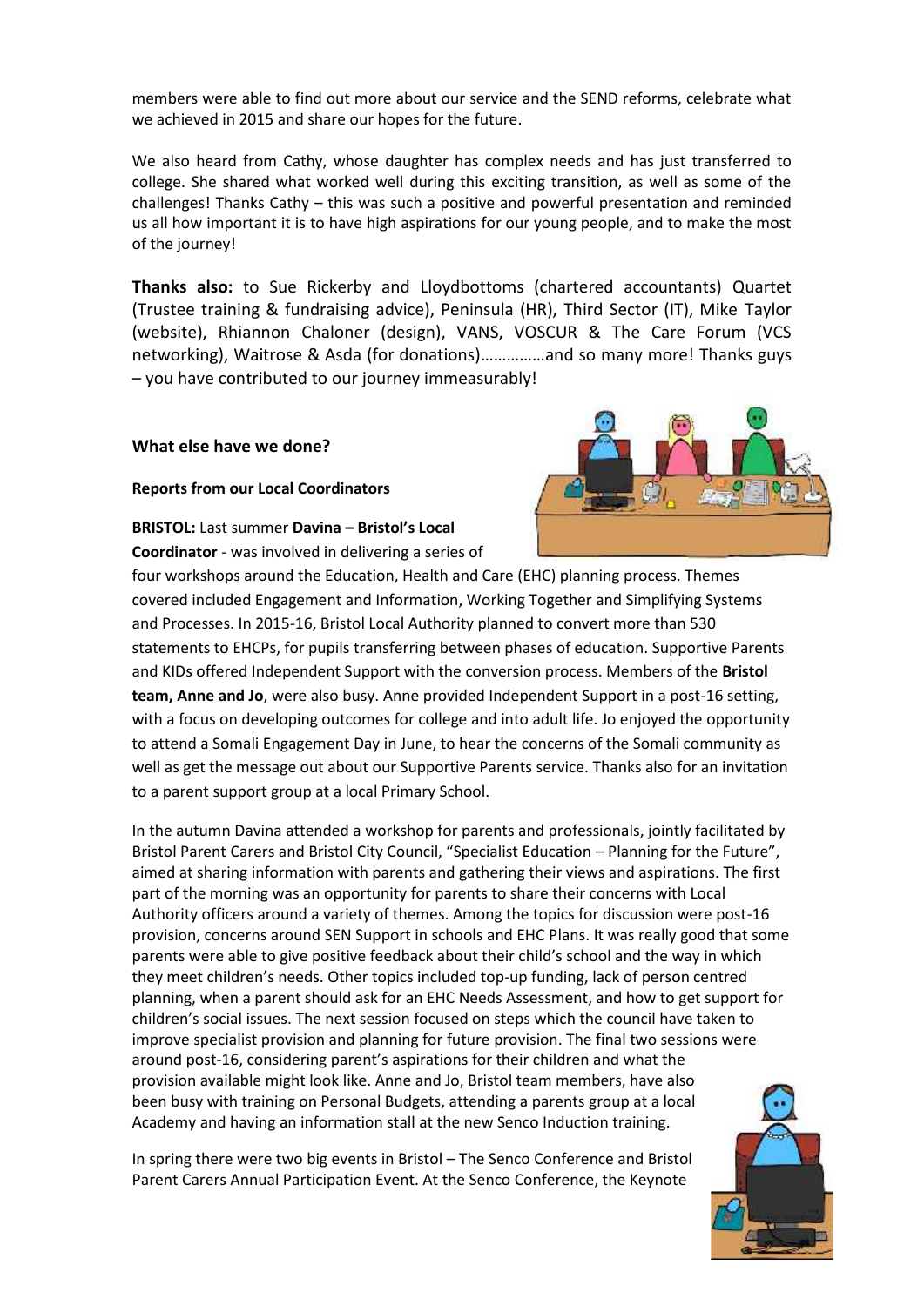members were able to find out more about our service and the SEND reforms, celebrate what we achieved in 2015 and share our hopes for the future.

We also heard from Cathy, whose daughter has complex needs and has just transferred to college. She shared what worked well during this exciting transition, as well as some of the challenges! Thanks Cathy – this was such a positive and powerful presentation and reminded us all how important it is to have high aspirations for our young people, and to make the most of the journey!

**Thanks also:** to Sue Rickerby and Lloydbottoms (chartered accountants) Quartet (Trustee training & fundraising advice), Peninsula (HR), Third Sector (IT), Mike Taylor (website), Rhiannon Chaloner (design), VANS, VOSCUR & The Care Forum (VCS networking), Waitrose & Asda (for donations)…………..and so many more! Thanks guys – you have contributed to our journey immeasurably!

### What else have we done?

#### Reports from our Local Coordinators

**BRISTOL:** Last summer **Davina – Bristol's Local Coordinator** - was involved in delivering a series of four workshops around the Education, Health and Care (EHC) planning process. Themes covered included Engagement and Information, Working Together and Simplifying Systems and Processes. In 2015-16, Bristol Local Authority planned to convert more than 530 statements to EHCPs, for pupils transferring between phases of education. Supportive Parents and KIDs offered Independent Support with the conversion process. Members of the **Bristol team, Anne and Jo**, were also busy. Anne provided Independent Support in a post-16 setting, with a focus on developing outcomes for college and into adult life. Jo enjoyed the opportunity to attend a Somali Engagement Day in June, to hear the concerns of the Somali community as well as get the message out about our Supportive Parents service. Thanks also for an invitation to a parent support group at a local Primary School.

In the autumn Davina attended a workshop for parents and professionals, jointly facilitated by Bristol Parent Carers and Bristol City Council, "Specialist Education – Planning for the Future", aimed at sharing information with parents and gathering their views and aspirations. The first part of the morning was an opportunity for parents to share their concerns with Local Authority officers around a variety of themes. Among the topics for discussion were post-16 provision, concerns around SEN Support in schools and EHC Plans. It was really good that some parents were able to give positive feedback about their child's school and the way in which they meet children's needs. Other topics included top-up funding, lack of person centred planning, when a parent should ask for an EHC Needs Assessment, and how to get support for children's social issues. The next session focused on steps which the council have taken to improve specialist provision and planning for future provision. The final two sessions were around post-16, considering parent's aspirations for their children and what the provision available might look like. Anne and Jo, Bristol team members, have also been busy with training on Personal Budgets, attending a parents group at a local Academy and having an information stall at the new Senco Induction training.

In spring there were two big events in Bristol – The Senco Conference and Bristol Parent Carers Annual Participation Event. At the Senco Conference, the Keynote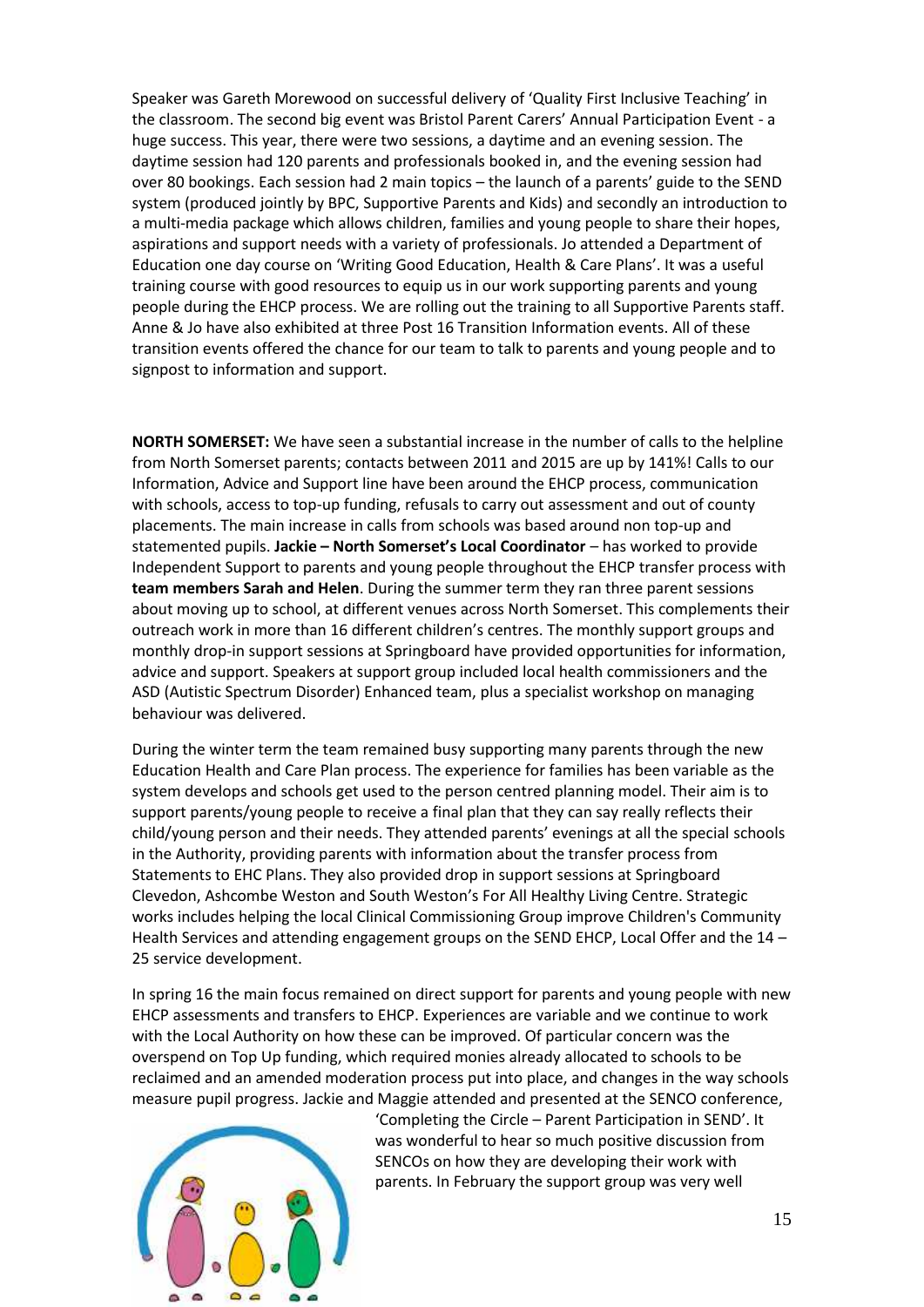Speaker was Gareth Morewood on successful delivery of 'Quality First Inclusive Teaching' in the classroom. The second big event was Bristol Parent Carers' Annual Participation Event - a huge success. This year, there were two sessions, a daytime and an evening session. The daytime session had 120 parents and professionals booked in, and the evening session had over 80 bookings. Each session had 2 main topics – the launch of a parents' guide to the SEND system (produced jointly by BPC, Supportive Parents and Kids) and secondly an introduction to a multi-media package which allows children, families and young people to share their hopes, aspirations and support needs with a variety of professionals. Jo attended a Department of Education one day course on 'Writing Good Education, Health & Care Plans'. It was a useful training course with good resources to equip us in our work supporting parents and young people during the EHCP process. We are rolling out the training to all Supportive Parents staff. Anne & Jo have also exhibited at three Post 16 Transition Information events. All of these transition events offered the chance for our team to talk to parents and young people and to signpost to information and support.

**NORTH SOMERSET:** We have seen a substantial increase in the number of calls to the helpline from North Somerset parents; contacts between 2011 and 2015 are up by 141%! Calls to our Information, Advice and Support line have been around the EHCP process, communication with schools, access to top-up funding, refusals to carry out assessment and out of county placements. The main increase in calls from schools was based around non top-up and statemented pupils. **Jackie – North Somerset's Local Coordinator** – has worked to provide Independent Support to parents and young people throughout the EHCP transfer process with **team members Sarah and Helen**. During the summer term they ran three parent sessions about moving up to school, at different venues across North Somerset. This complements their outreach work in more than 16 different children's centres. The monthly support groups and monthly drop-in support sessions at Springboard have provided opportunities for information, advice and support. Speakers at support group included local health commissioners and the ASD (Autistic Spectrum Disorder) Enhanced team, plus a specialist workshop on managing behaviour was delivered.

During the winter term the team remained busy supporting many parents through the new Education Health and Care Plan process. The experience for families has been variable as the system develops and schools get used to the person centred planning model. Their aim is to support parents/young people to receive a final plan that they can say really reflects their child/young person and their needs. They attended parents' evenings at all the special schools in the Authority, providing parents with information about the transfer process from Statements to EHC Plans. They also provided drop in support sessions at Springboard Clevedon, Ashcombe Weston and South Weston's For All Healthy Living Centre. Strategic works includes helping the local Clinical Commissioning Group improve Children's Community Health Services and attending engagement groups on the SEND EHCP, Local Offer and the 14 – 25 service development.

In spring 16 the main focus remained on direct support for parents and young people with new EHCP assessments and transfers to EHCP. Experiences are variable and we continue to work with the Local Authority on how these can be improved. Of particular concern was the overspend on Top Up funding, which required monies already allocated to schools to be reclaimed and an amended moderation process put into place, and changes in the way schools measure pupil progress. Jackie and Maggie attended and presented at the SENCO conference, 'Completing the Circle – Parent Participation in SEND'. It was wonderful to hear so much positive discussion from SENCOs on how they are developing their work with parents. In February the support group was very well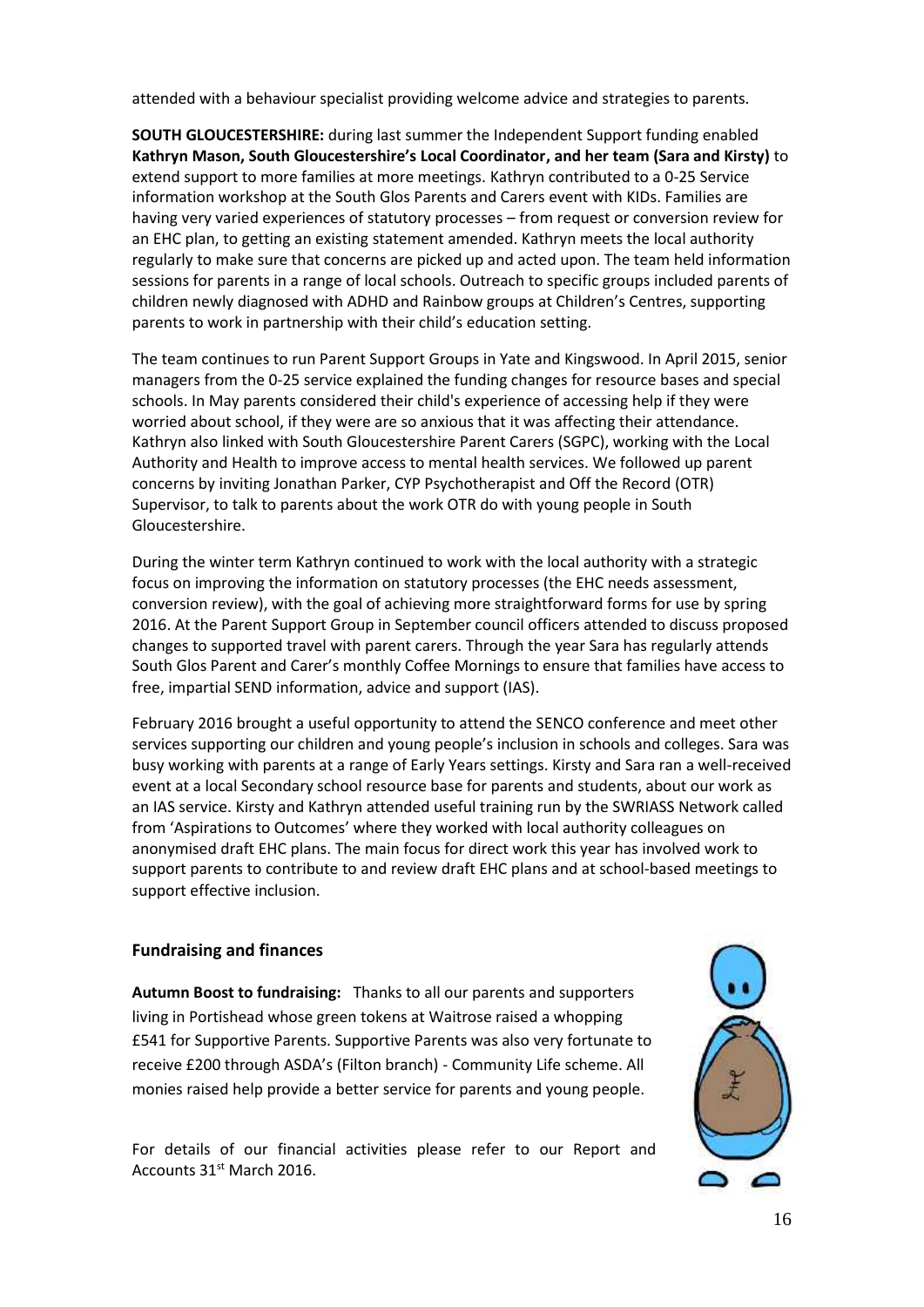attended with a behaviour specialist providing welcome advice and strategies to parents.

**SOUTH GLOUCESTERSHIRE:** during last summer the Independent Support funding enabled **Kathryn Mason, South Gloucestershire's Local Coordinator, and her team (Sara and Kirsty)** to extend support to more families at more meetings. Kathryn contributed to a 0-25 Service information workshop at the South Glos Parents and Carers event with KIDs. Families are having very varied experiences of statutory processes – from request or conversion review for an EHC plan, to getting an existing statement amended. Kathryn meets the local authority regularly to make sure that concerns are picked up and acted upon. The team held information sessions for parents in a range of local schools. Outreach to specific groups included parents of children newly diagnosed with ADHD and Rainbow groups at Children's Centres, supporting parents to work in partnership with their child's education setting.

The team continues to run Parent Support Groups in Yate and Kingswood. In April 2015, senior managers from the 0-25 service explained the funding changes for resource bases and special schools. In May parents considered their child's experience of accessing help if they were worried about school, if they were are so anxious that it was affecting their attendance. Kathryn also linked with South Gloucestershire Parent Carers (SGPC), working with the Local Authority and Health to improve access to mental health services. We followed up parent concerns by inviting Jonathan Parker, CYP Psychotherapist and Off the Record (OTR) Supervisor, to talk to parents about the work OTR do with young people in South Gloucestershire.

During the winter term Kathryn continued to work with the local authority with a strategic focus on improving the information on statutory processes (the EHC needs assessment, conversion review), with the goal of achieving more straightforward forms for use by spring 2016. At the Parent Support Group in September council officers attended to discuss proposed changes to supported travel with parent carers. Through the year Sara has regularly attends South Glos Parent and Carer's monthly Coffee Mornings to ensure that families have access to free, impartial SEND information, advice and support (IAS).

February 2016 brought a useful opportunity to attend the SENCO conference and meet other services supporting our children and young people's inclusion in schools and colleges. Sara was busy working with parents at a range of Early Years settings. Kirsty and Sara ran a well-received event at a local Secondary school resource base for parents and students, about our work as an IAS service. Kirsty and Kathryn attended useful training run by the SWRIASS Network called from 'Aspirations to Outcomes' where they worked with local authority colleagues on anonymised draft EHC plans. The main focus for direct work this year has involved work to support parents to contribute to and review draft EHC plans and at school-based meetings to support effective inclusion.

## Fundraising and finances

**Autumn Boost to fundraising:** Thanks to all our parents and supporters living in Portishead whose green tokens at Waitrose raised a whopping £541 for Supportive Parents. Supportive Parents was also very fortunate to receive £200 through ASDA's (Filton branch) - Community Life scheme. All monies raised help provide a better service for parents and young people.

For details of our financial activities please refer to our Report and Accounts 31st March 2016.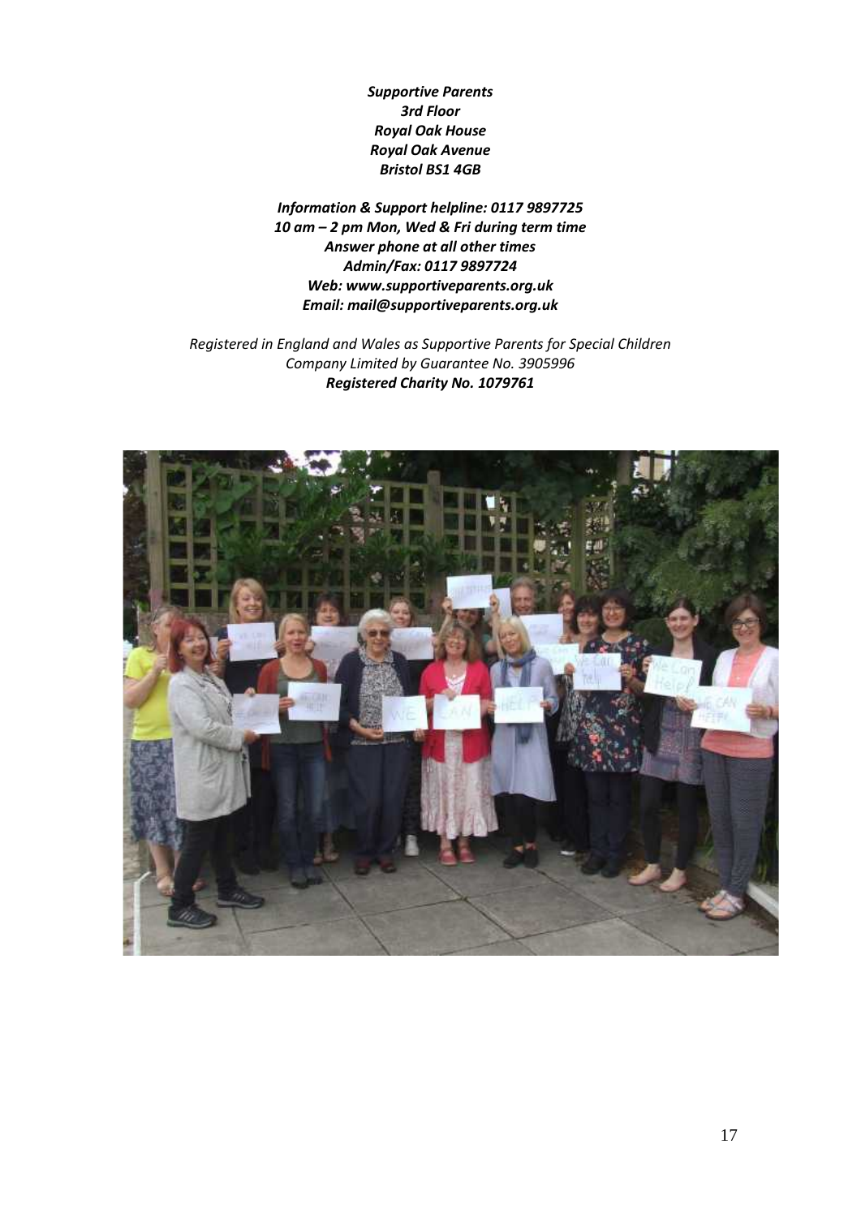***Supportive Parents***
***3rd Floor***
***Royal Oak House***
***Royal Oak Avenue***
***Bristol BS1 4GB***

***Information & Support helpline: 0117 9897725***
***10 am – 2 pm Mon, Wed & Fri during term time***
***Answer phone at all other times***
***Admin/Fax: 0117 9897724***
***Web: www.supportiveparents.org.uk***
***Email: mail@supportiveparents.org.uk***

*Registered in England and Wales as Supportive Parents for Special Children*
*Company Limited by Guarantee No. 3905996*
***Registered Charity No. 1079761***